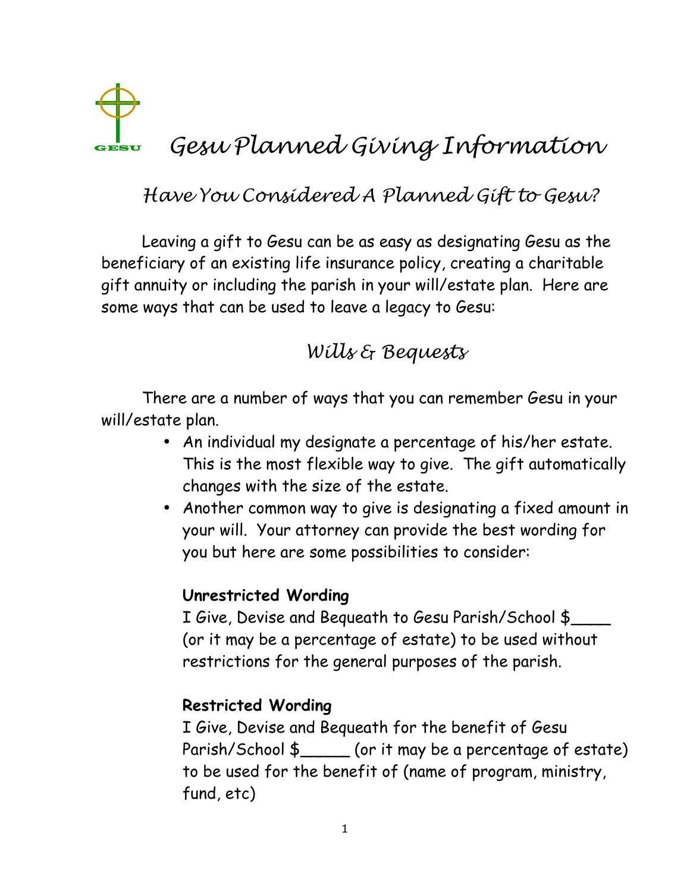GESU

# Gesu Planned Giving Information

## Have You Considered A Planned Gift to Gesu?

Leaving a gift to Gesu can be as easy as designating Gesu as the beneficiary of an existing life insurance policy, creating a charitable gift annuity or including the parish in your will/estate plan. Here are some ways that can be used to leave a legacy to Gesu:

## Wills & Bequests

There are a number of ways that you can remember Gesu in your will/estate plan.

- An individual my designate a percentage of his/her estate. This is the most flexible way to give. The gift automatically changes with the size of the estate.
- Another common way to give is designating a fixed amount in your will. Your attorney can provide the best wording for you but here are some possibilities to consider:

  **Unrestricted Wording**
  I Give, Devise and Bequeath to Gesu Parish/School $____ (or it may be a percentage of estate) to be used without restrictions for the general purposes of the parish.

  **Restricted Wording**
  I Give, Devise and Bequeath for the benefit of Gesu Parish/School $_____ (or it may be a percentage of estate) to be used for the benefit of (name of program, ministry, fund, etc)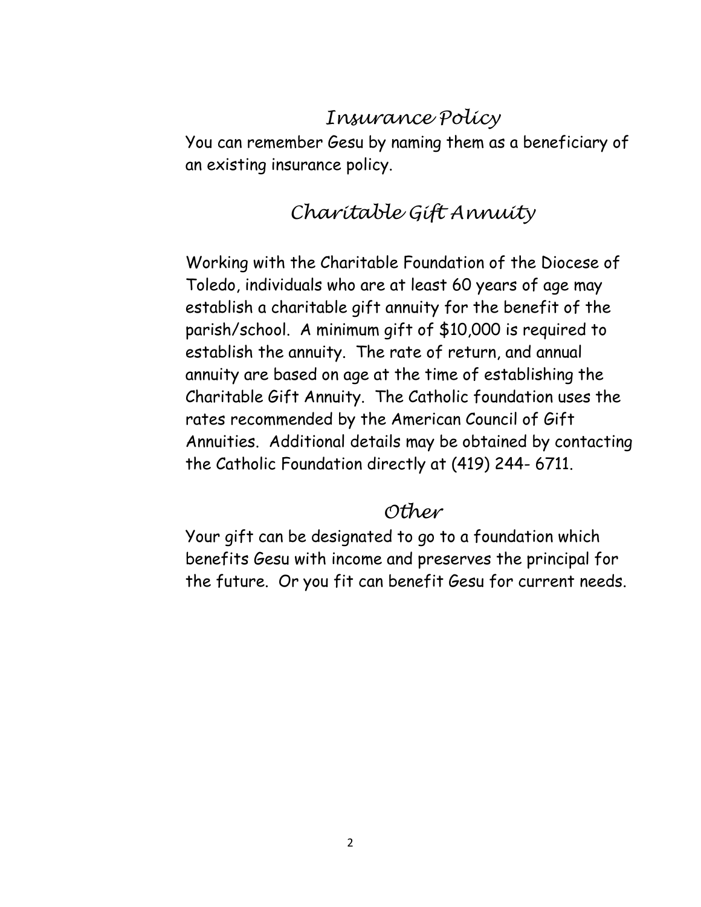## *Insurance Policy*

You can remember Gesu by naming them as a beneficiary of an existing insurance policy.

## *Charitable Gift Annuity*

Working with the Charitable Foundation of the Diocese of Toledo, individuals who are at least 60 years of age may establish a charitable gift annuity for the benefit of the parish/school. A minimum gift of $10,000 is required to establish the annuity. The rate of return, and annual annuity are based on age at the time of establishing the Charitable Gift Annuity. The Catholic foundation uses the rates recommended by the American Council of Gift Annuities. Additional details may be obtained by contacting the Catholic Foundation directly at (419) 244- 6711.

## *Other*

Your gift can be designated to go to a foundation which benefits Gesu with income and preserves the principal for the future. Or you fit can benefit Gesu for current needs.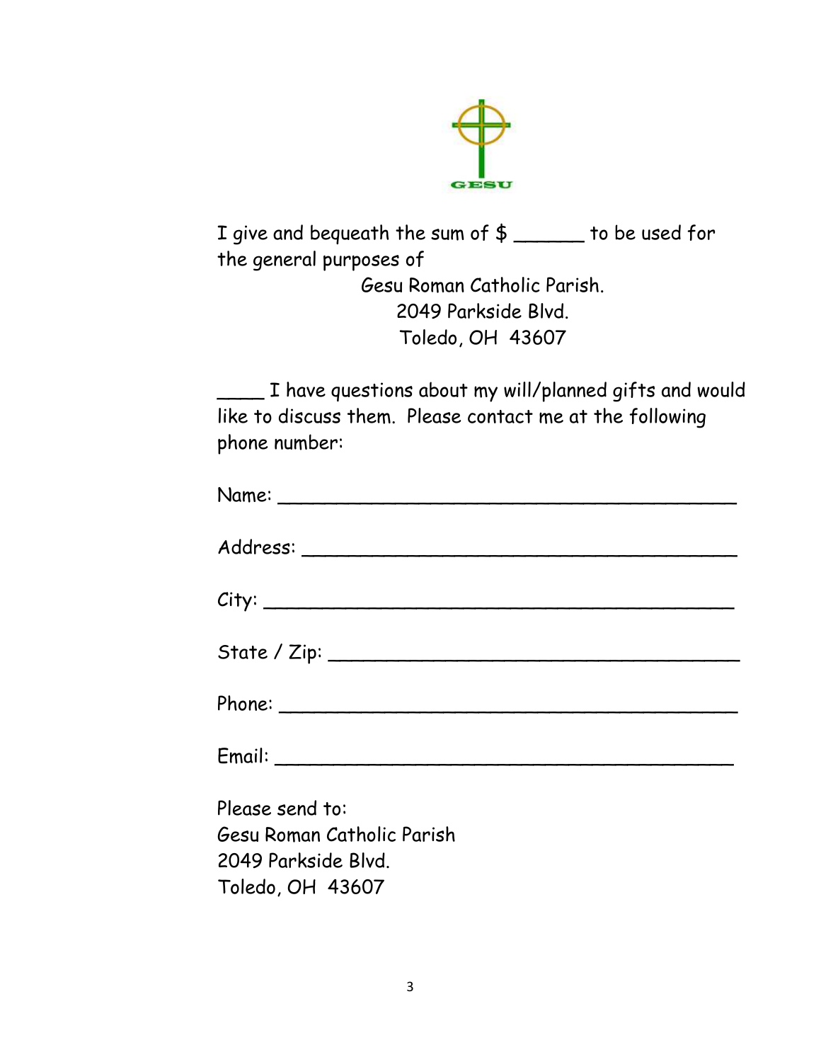GESU

I give and bequeath the sum of $ ______ to be used for the general purposes of

Gesu Roman Catholic Parish.
2049 Parkside Blvd.
Toledo, OH 43607

____ I have questions about my will/planned gifts and would like to discuss them. Please contact me at the following phone number:

Name: ________________________________________

Address: ______________________________________

City: _________________________________________

State / Zip: ____________________________________

Phone: ________________________________________

Email: ________________________________________

Please send to:
Gesu Roman Catholic Parish
2049 Parkside Blvd.
Toledo, OH 43607